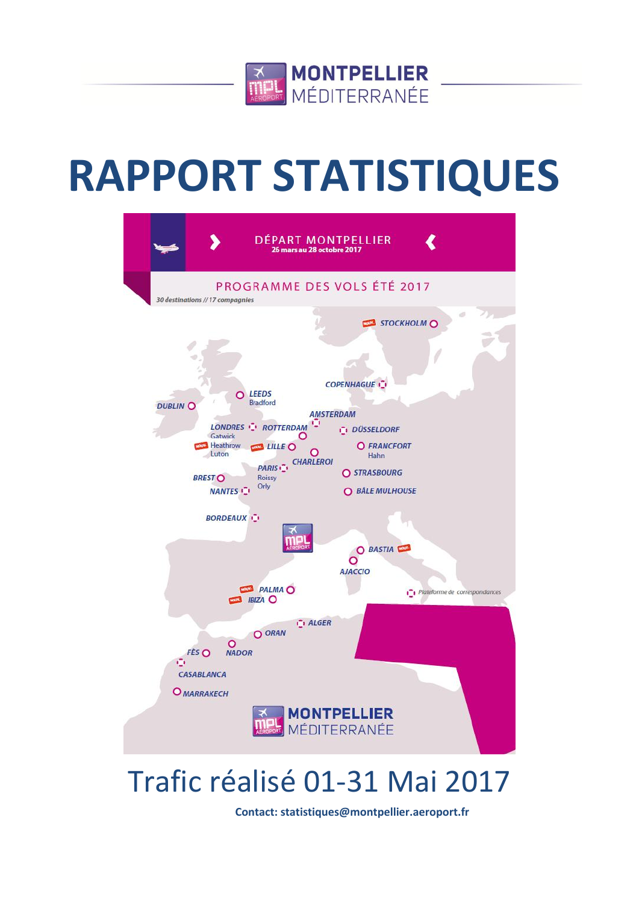MONTPELLIER MÉDITERRANÉE

# RAPPORT STATISTIQUES

DÉPART MONTPELLIER
26 mars au 28 octobre 2017

PROGRAMME DES VOLS ÉTÉ 2017

*30 destinations // 17 compagnies*

STOCKHOLM, COPENHAGUE, LEEDS Bradford, DUBLIN, AMSTERDAM, LONDRES Gatwick Heathrow Luton, ROTTERDAM, DÜSSELDORF, LILLE, FRANCFORT Hahn, CHARLEROI, PARIS Roissy Orly, STRASBOURG, BREST, NANTES, BÂLE MULHOUSE, BORDEAUX, BASTIA, AJACCIO, PALMA, IBIZA, ALGER, ORAN, FÈS, NADOR, CASABLANCA, MARRAKECH

Plateforme de correspondances

## Trafic réalisé 01-31 Mai 2017

**Contact: statistiques@montpellier.aeroport.fr**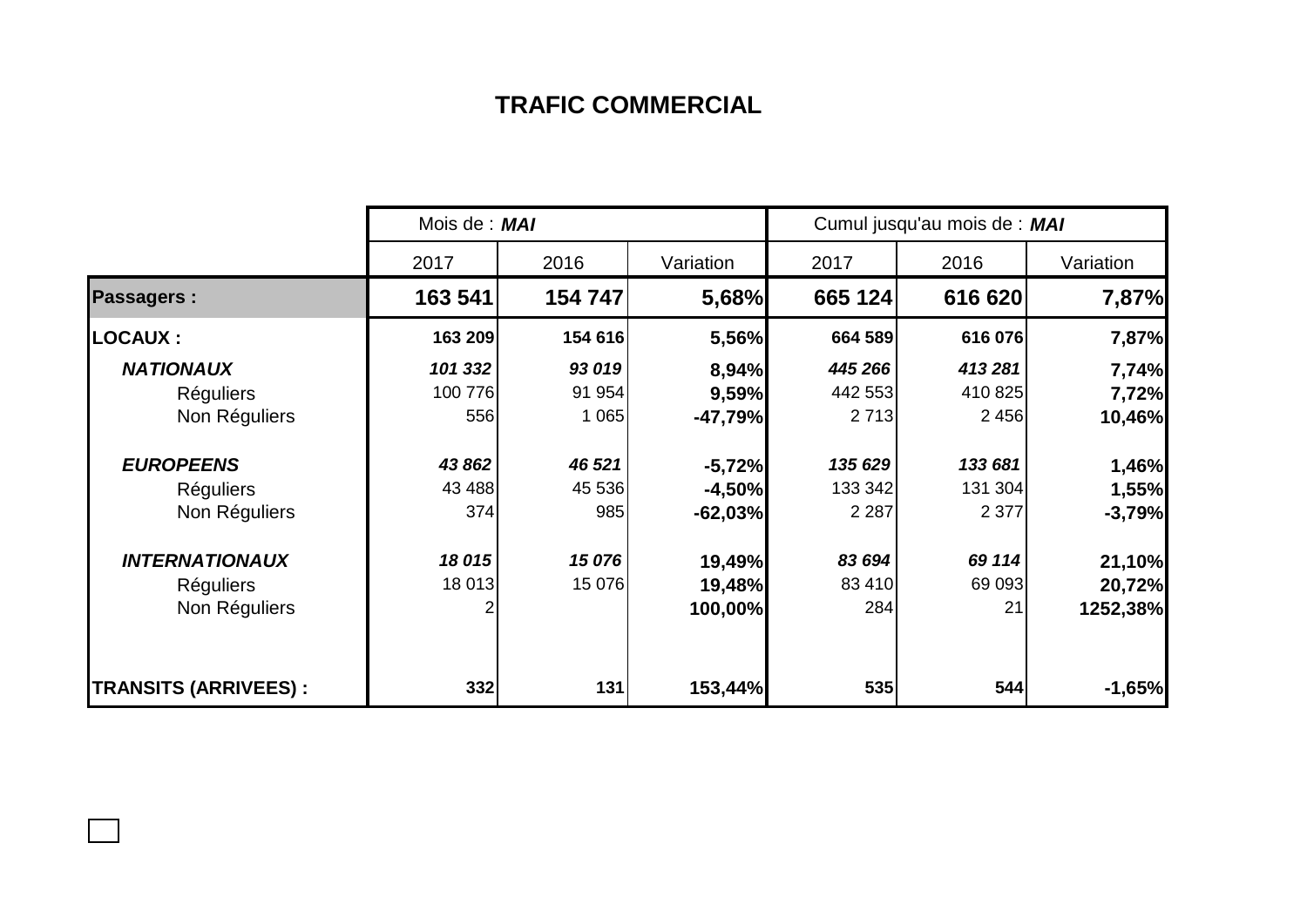# TRAFIC COMMERCIAL

| | Mois de : ***MAI*** | | | Cumul jusqu'au mois de : ***MAI*** | | |
|---|---|---|---|---|---|---|
| | 2017 | 2016 | Variation | 2017 | 2016 | Variation |
| **Passagers :** | **163 541** | **154 747** | **5,68%** | **665 124** | **616 620** | **7,87%** |
| **LOCAUX :** | **163 209** | **154 616** | **5,56%** | **664 589** | **616 076** | **7,87%** |
| ***NATIONAUX*** | ***101 332*** | ***93 019*** | **8,94%** | ***445 266*** | ***413 281*** | **7,74%** |
| Réguliers | 100 776 | 91 954 | **9,59%** | 442 553 | 410 825 | **7,72%** |
| Non Réguliers | 556 | 1 065 | **-47,79%** | 2 713 | 2 456 | **10,46%** |
| ***EUROPEENS*** | ***43 862*** | ***46 521*** | **-5,72%** | ***135 629*** | ***133 681*** | **1,46%** |
| Réguliers | 43 488 | 45 536 | **-4,50%** | 133 342 | 131 304 | **1,55%** |
| Non Réguliers | 374 | 985 | **-62,03%** | 2 287 | 2 377 | **-3,79%** |
| ***INTERNATIONAUX*** | ***18 015*** | ***15 076*** | **19,49%** | ***83 694*** | ***69 114*** | **21,10%** |
| Réguliers | 18 013 | 15 076 | **19,48%** | 83 410 | 69 093 | **20,72%** |
| Non Réguliers | 2 | | **100,00%** | 284 | 21 | **1252,38%** |
| **TRANSITS (ARRIVEES) :** | **332** | **131** | **153,44%** | **535** | **544** | **-1,65%** |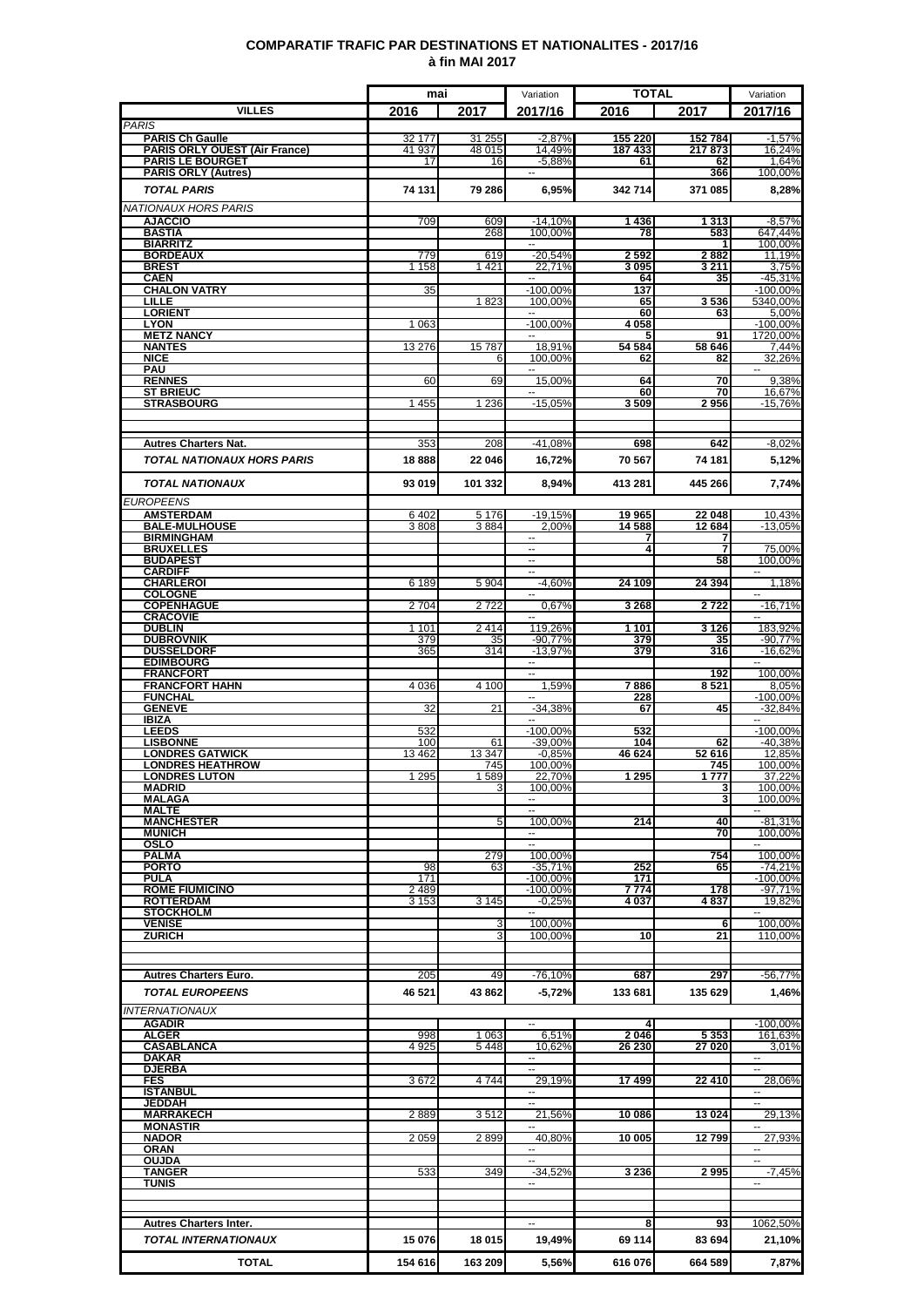# COMPARATIF TRAFIC PAR DESTINATIONS ET NATIONALITES - 2017/16
## à fin MAI 2017

| VILLES | mai 2016 | mai 2017 | Variation 2017/16 | TOTAL 2016 | TOTAL 2017 | Variation 2017/16 |
|---|---|---|---|---|---|---|
| *PARIS* | | | | | | |
| **PARIS Ch Gaulle** | 32 177 | 31 255 | -2,87% | 155 220 | 152 784 | -1,57% |
| **PARIS ORLY OUEST (Air France)** | 41 937 | 48 015 | 14,49% | 187 433 | 217 873 | 16,24% |
| **PARIS LE BOURGET** | 17 | 16 | -5,88% | 61 | 62 | 1,64% |
| **PARIS ORLY (Autres)** | | | -- | | 366 | 100,00% |
| ***TOTAL PARIS*** | **74 131** | **79 286** | **6,95%** | **342 714** | **371 085** | **8,28%** |
| *NATIONAUX HORS PARIS* | | | | | | |
| **AJACCIO** | 709 | 609 | -14,10% | 1 436 | 1 313 | -8,57% |
| **BASTIA** | | 268 | 100,00% | 78 | 583 | 647,44% |
| **BIARRITZ** | | | -- | | 1 | 100,00% |
| **BORDEAUX** | 779 | 619 | -20,54% | 2 592 | 2 882 | 11,19% |
| **BREST** | 1 158 | 1 421 | 22,71% | 3 095 | 3 211 | 3,75% |
| **CAEN** | | | -- | 64 | 35 | -45,31% |
| **CHALON VATRY** | 35 | | -100,00% | 137 | | -100,00% |
| **LILLE** | | 1 823 | 100,00% | 65 | 3 536 | 5340,00% |
| **LORIENT** | | | -- | 60 | 63 | 5,00% |
| **LYON** | 1 063 | | -100,00% | 4 058 | | -100,00% |
| **METZ NANCY** | | | -- | 5 | 91 | 1720,00% |
| **NANTES** | 13 276 | 15 787 | 18,91% | 54 584 | 58 646 | 7,44% |
| **NICE** | | 6 | 100,00% | 62 | 82 | 32,26% |
| **PAU** | | | -- | | | -- |
| **RENNES** | 60 | 69 | 15,00% | 64 | 70 | 9,38% |
| **ST BRIEUC** | | | -- | 60 | 70 | 16,67% |
| **STRASBOURG** | 1 455 | 1 236 | -15,05% | 3 509 | 2 956 | -15,76% |
| **Autres Charters Nat.** | 353 | 208 | -41,08% | 698 | 642 | -8,02% |
| ***TOTAL NATIONAUX HORS PARIS*** | **18 888** | **22 046** | **16,72%** | **70 567** | **74 181** | **5,12%** |
| ***TOTAL NATIONAUX*** | **93 019** | **101 332** | **8,94%** | **413 281** | **445 266** | **7,74%** |
| *EUROPEENS* | | | | | | |
| **AMSTERDAM** | 6 402 | 5 176 | -19,15% | 19 965 | 22 048 | 10,43% |
| **BALE-MULHOUSE** | 3 808 | 3 884 | 2,00% | 14 588 | 12 684 | -13,05% |
| **BIRMINGHAM** | | | -- | 7 | 7 | |
| **BRUXELLES** | | | -- | 4 | 7 | 75,00% |
| **BUDAPEST** | | | -- | | 58 | 100,00% |
| **CARDIFF** | | | -- | | | -- |
| **CHARLEROI** | 6 189 | 5 904 | -4,60% | 24 109 | 24 394 | 1,18% |
| **COLOGNE** | | | -- | | | -- |
| **COPENHAGUE** | 2 704 | 2 722 | 0,67% | 3 268 | 2 722 | -16,71% |
| **CRACOVIE** | | | -- | | | -- |
| **DUBLIN** | 1 101 | 2 414 | 119,26% | 1 101 | 3 126 | 183,92% |
| **DUBROVNIK** | 379 | 35 | -90,77% | 379 | 35 | -90,77% |
| **DUSSELDORF** | 365 | 314 | -13,97% | 379 | 316 | -16,62% |
| **EDIMBOURG** | | | -- | | | -- |
| **FRANCFORT** | | | -- | | 192 | 100,00% |
| **FRANCFORT HAHN** | 4 036 | 4 100 | 1,59% | 7 886 | 8 521 | 8,05% |
| **FUNCHAL** | | | -- | 228 | | -100,00% |
| **GENEVE** | 32 | 21 | -34,38% | 67 | 45 | -32,84% |
| **IBIZA** | | | -- | | | -- |
| **LEEDS** | 532 | | -100,00% | 532 | | -100,00% |
| **LISBONNE** | 100 | 61 | -39,00% | 104 | 62 | -40,38% |
| **LONDRES GATWICK** | 13 462 | 13 347 | -0,85% | 46 624 | 52 616 | 12,85% |
| **LONDRES HEATHROW** | | 745 | 100,00% | | 745 | 100,00% |
| **LONDRES LUTON** | 1 295 | 1 589 | 22,70% | 1 295 | 1 777 | 37,22% |
| **MADRID** | | 3 | 100,00% | | 3 | 100,00% |
| **MALAGA** | | | -- | | 3 | 100,00% |
| **MALTE** | | | -- | | | -- |
| **MANCHESTER** | | 5 | 100,00% | 214 | 40 | -81,31% |
| **MUNICH** | | | -- | | 70 | 100,00% |
| **OSLO** | | | -- | | | -- |
| **PALMA** | | 279 | 100,00% | | 754 | 100,00% |
| **PORTO** | 98 | 63 | -35,71% | 252 | 65 | -74,21% |
| **PULA** | 171 | | -100,00% | 171 | | -100,00% |
| **ROME FIUMICINO** | 2 489 | | -100,00% | 7 774 | 178 | -97,71% |
| **ROTTERDAM** | 3 153 | 3 145 | -0,25% | 4 037 | 4 837 | 19,82% |
| **STOCKHOLM** | | | -- | | | -- |
| **VENISE** | | 3 | 100,00% | | 6 | 100,00% |
| **ZURICH** | | 3 | 100,00% | 10 | 21 | 110,00% |
| **Autres Charters Euro.** | 205 | 49 | -76,10% | 687 | 297 | -56,77% |
| ***TOTAL EUROPEENS*** | **46 521** | **43 862** | **-5,72%** | **133 681** | **135 629** | **1,46%** |
| *INTERNATIONAUX* | | | | | | |
| **AGADIR** | | | -- | 4 | | -100,00% |
| **ALGER** | 998 | 1 063 | 6,51% | 2 046 | 5 353 | 161,63% |
| **CASABLANCA** | 4 925 | 5 448 | 10,62% | 26 230 | 27 020 | 3,01% |
| **DAKAR** | | | -- | | | -- |
| **DJERBA** | | | -- | | | -- |
| **FES** | 3 672 | 4 744 | 29,19% | 17 499 | 22 410 | 28,06% |
| **ISTANBUL** | | | -- | | | -- |
| **JEDDAH** | | | -- | | | -- |
| **MARRAKECH** | 2 889 | 3 512 | 21,56% | 10 086 | 13 024 | 29,13% |
| **MONASTIR** | | | -- | | | -- |
| **NADOR** | 2 059 | 2 899 | 40,80% | 10 005 | 12 799 | 27,93% |
| **ORAN** | | | -- | | | -- |
| **OUJDA** | | | -- | | | -- |
| **TANGER** | 533 | 349 | -34,52% | 3 236 | 2 995 | -7,45% |
| **TUNIS** | | | -- | | | -- |
| **Autres Charters Inter.** | | | -- | 8 | 93 | 1062,50% |
| ***TOTAL INTERNATIONAUX*** | **15 076** | **18 015** | **19,49%** | **69 114** | **83 694** | **21,10%** |
| **TOTAL** | **154 616** | **163 209** | **5,56%** | **616 076** | **664 589** | **7,87%** |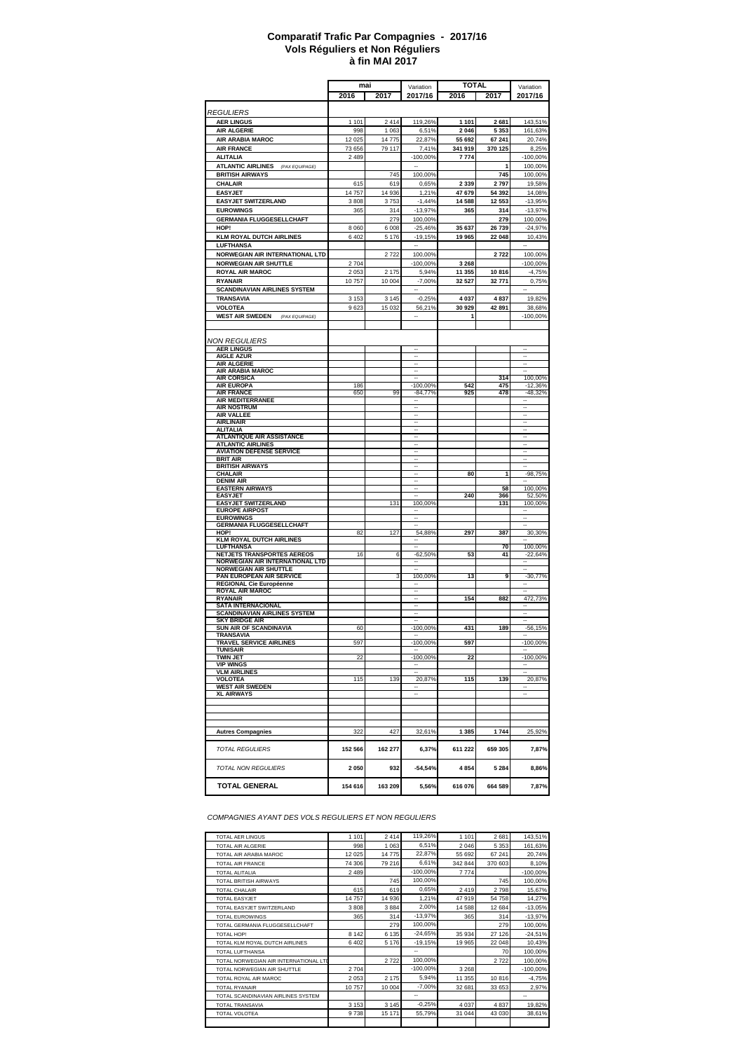# Comparatif Trafic Par Compagnies - 2017/16
## Vols Réguliers et Non Réguliers
## à fin MAI 2017

| | mai 2016 | mai 2017 | Variation 2017/16 | TOTAL 2016 | TOTAL 2017 | Variation 2017/16 |
|---|---|---|---|---|---|---|
| *REGULIERS* | | | | | | |
| **AER LINGUS** | 1 101 | 2 414 | 119,26% | **1 101** | **2 681** | 143,51% |
| **AIR ALGERIE** | 998 | 1 063 | 6,51% | **2 046** | **5 353** | 161,63% |
| **AIR ARABIA MAROC** | 12 025 | 14 775 | 22,87% | **55 692** | **67 241** | 20,74% |
| **AIR FRANCE** | 73 656 | 79 117 | 7,41% | **341 919** | **370 125** | 8,25% |
| **ALITALIA** | 2 489 | | -100,00% | **7 774** | | -100,00% |
| **ATLANTIC AIRLINES** *(PAX EQUIPAGE)* | | | -- | | **1** | 100,00% |
| **BRITISH AIRWAYS** | | 745 | 100,00% | | **745** | 100,00% |
| **CHALAIR** | 615 | 619 | 0,65% | **2 339** | **2 797** | 19,58% |
| **EASYJET** | 14 757 | 14 936 | 1,21% | **47 679** | **54 392** | 14,08% |
| **EASYJET SWITZERLAND** | 3 808 | 3 753 | -1,44% | **14 588** | **12 553** | -13,95% |
| **EUROWINGS** | 365 | 314 | -13,97% | **365** | **314** | -13,97% |
| **GERMANIA FLUGGESELLCHAFT** | | 279 | 100,00% | | **279** | 100,00% |
| **HOP!** | 8 060 | 6 008 | -25,46% | **35 637** | **26 739** | -24,97% |
| **KLM ROYAL DUTCH AIRLINES** | 6 402 | 5 176 | -19,15% | **19 965** | **22 048** | 10,43% |
| **LUFTHANSA** | | | -- | | | -- |
| **NORWEGIAN AIR INTERNATIONAL LTD** | | 2 722 | 100,00% | | **2 722** | 100,00% |
| **NORWEGIAN AIR SHUTTLE** | 2 704 | | -100,00% | **3 268** | | -100,00% |
| **ROYAL AIR MAROC** | 2 053 | 2 175 | 5,94% | **11 355** | **10 816** | -4,75% |
| **RYANAIR** | 10 757 | 10 004 | -7,00% | **32 527** | **32 771** | 0,75% |
| **SCANDINAVIAN AIRLINES SYSTEM** | | | -- | | | -- |
| **TRANSAVIA** | 3 153 | 3 145 | -0,25% | **4 037** | **4 837** | 19,82% |
| **VOLOTEA** | 9 623 | 15 032 | 56,21% | **30 929** | **42 891** | 38,68% |
| **WEST AIR SWEDEN** *(PAX EQUIPAGE)* | | | -- | **1** | | -100,00% |
| *NON REGULIERS* | | | | | | |
| **AER LINGUS** | | | -- | | | -- |
| **AIGLE AZUR** | | | -- | | | -- |
| **AIR ALGERIE** | | | -- | | | -- |
| **AIR ARABIA MAROC** | | | -- | | | -- |
| **AIR CORSICA** | | | -- | | **314** | 100,00% |
| **AIR EUROPA** | 186 | | -100,00% | **542** | **475** | -12,36% |
| **AIR FRANCE** | 650 | 99 | -84,77% | **925** | **478** | -48,32% |
| **AIR MEDITERRANEE** | | | -- | | | -- |
| **AIR NOSTRUM** | | | -- | | | -- |
| **AIR VALLEE** | | | -- | | | -- |
| **AIRLINAIR** | | | -- | | | -- |
| **ALITALIA** | | | -- | | | -- |
| **ATLANTIQUE AIR ASSISTANCE** | | | -- | | | -- |
| **ATLANTIC AIRLINES** | | | -- | | | -- |
| **AVIATION DEFENSE SERVICE** | | | -- | | | -- |
| **BRIT AIR** | | | -- | | | -- |
| **BRITISH AIRWAYS** | | | -- | | | -- |
| **CHALAIR** | | | -- | **80** | **1** | -98,75% |
| **DENIM AIR** | | | -- | | | -- |
| **EASTERN AIRWAYS** | | | -- | | **58** | 100,00% |
| **EASYJET** | | | -- | **240** | **366** | 52,50% |
| **EASYJET SWITZERLAND** | | 131 | 100,00% | | **131** | 100,00% |
| **EUROPE AIRPOST** | | | -- | | | -- |
| **EUROWINGS** | | | -- | | | -- |
| **GERMANIA FLUGGESELLCHAFT** | | | -- | | | -- |
| **HOP!** | 82 | 127 | 54,88% | **297** | **387** | 30,30% |
| **KLM ROYAL DUTCH AIRLINES** | | | -- | | | -- |
| **LUFTHANSA** | | | -- | | **70** | 100,00% |
| **NETJETS TRANSPORTES AEREOS** | 16 | 6 | -62,50% | **53** | **41** | -22,64% |
| **NORWEGIAN AIR INTERNATIONAL LTD** | | | -- | | | -- |
| **NORWEGIAN AIR SHUTTLE** | | | -- | | | -- |
| **PAN EUROPEAN AIR SERVICE** | | 3 | 100,00% | **13** | **9** | -30,77% |
| **REGIONAL Cie Européenne** | | | -- | | | -- |
| **ROYAL AIR MAROC** | | | -- | | | -- |
| **RYANAIR** | | | -- | **154** | **882** | 472,73% |
| **SATA INTERNACIONAL** | | | -- | | | -- |
| **SCANDINAVIAN AIRLINES SYSTEM** | | | -- | | | -- |
| **SKY BRIDGE AIR** | | | -- | | | -- |
| **SUN AIR OF SCANDINAVIA** | 60 | | -100,00% | **431** | **189** | -56,15% |
| **TRANSAVIA** | | | -- | | | -- |
| **TRAVEL SERVICE AIRLINES** | 597 | | -100,00% | **597** | | -100,00% |
| **TUNISAIR** | | | -- | | | -- |
| **TWIN JET** | 22 | | -100,00% | **22** | | -100,00% |
| **VIP WINGS** | | | -- | | | -- |
| **VLM AIRLINES** | | | -- | | | -- |
| **VOLOTEA** | 115 | 139 | 20,87% | **115** | **139** | 20,87% |
| **WEST AIR SWEDEN** | | | -- | | | -- |
| **XL AIRWAYS** | | | -- | | | -- |
| **Autres Compagnies** | 322 | 427 | 32,61% | **1 385** | **1 744** | 25,92% |
| *TOTAL REGULIERS* | **152 566** | **162 277** | **6,37%** | **611 222** | **659 305** | **7,87%** |
| *TOTAL NON REGULIERS* | **2 050** | **932** | **-54,54%** | **4 854** | **5 284** | **8,86%** |
| **TOTAL GENERAL** | **154 616** | **163 209** | **5,56%** | **616 076** | **664 589** | **7,87%** |

*COMPAGNIES AYANT DES VOLS REGULIERS ET NON REGULIERS*

| | mai 2016 | mai 2017 | Variation 2017/16 | TOTAL 2016 | TOTAL 2017 | Variation 2017/16 |
|---|---|---|---|---|---|---|
| TOTAL AER LINGUS | 1 101 | 2 414 | 119,26% | 1 101 | 2 681 | 143,51% |
| TOTAL AIR ALGERIE | 998 | 1 063 | 6,51% | 2 046 | 5 353 | 161,63% |
| TOTAL AIR ARABIA MAROC | 12 025 | 14 775 | 22,87% | 55 692 | 67 241 | 20,74% |
| TOTAL AIR FRANCE | 74 306 | 79 216 | 6,61% | 342 844 | 370 603 | 8,10% |
| TOTAL ALITALIA | 2 489 | | -100,00% | 7 774 | | -100,00% |
| TOTAL BRITISH AIRWAYS | | 745 | 100,00% | | 745 | 100,00% |
| TOTAL CHALAIR | 615 | 619 | 0,65% | 2 419 | 2 798 | 15,67% |
| TOTAL EASYJET | 14 757 | 14 936 | 1,21% | 47 919 | 54 758 | 14,27% |
| TOTAL EASYJET SWITZERLAND | 3 808 | 3 884 | 2,00% | 14 588 | 12 684 | -13,05% |
| TOTAL EUROWINGS | 365 | 314 | -13,97% | 365 | 314 | -13,97% |
| TOTAL GERMANIA FLUGGESELLCHAFT | | 279 | 100,00% | | 279 | 100,00% |
| TOTAL HOP! | 8 142 | 6 135 | -24,65% | 35 934 | 27 126 | -24,51% |
| TOTAL KLM ROYAL DUTCH AIRLINES | 6 402 | 5 176 | -19,15% | 19 965 | 22 048 | 10,43% |
| TOTAL LUFTHANSA | | | -- | | 70 | 100,00% |
| TOTAL NORWEGIAN AIR INTERNATIONAL LTD | | 2 722 | 100,00% | | 2 722 | 100,00% |
| TOTAL NORWEGIAN AIR SHUTTLE | 2 704 | | -100,00% | 3 268 | | -100,00% |
| TOTAL ROYAL AIR MAROC | 2 053 | 2 175 | 5,94% | 11 355 | 10 816 | -4,75% |
| TOTAL RYANAIR | 10 757 | 10 004 | -7,00% | 32 681 | 33 653 | 2,97% |
| TOTAL SCANDINAVIAN AIRLINES SYSTEM | | | -- | | | -- |
| TOTAL TRANSAVIA | 3 153 | 3 145 | -0,25% | 4 037 | 4 837 | 19,82% |
| TOTAL VOLOTEA | 9 738 | 15 171 | 55,79% | 31 044 | 43 030 | 38,61% |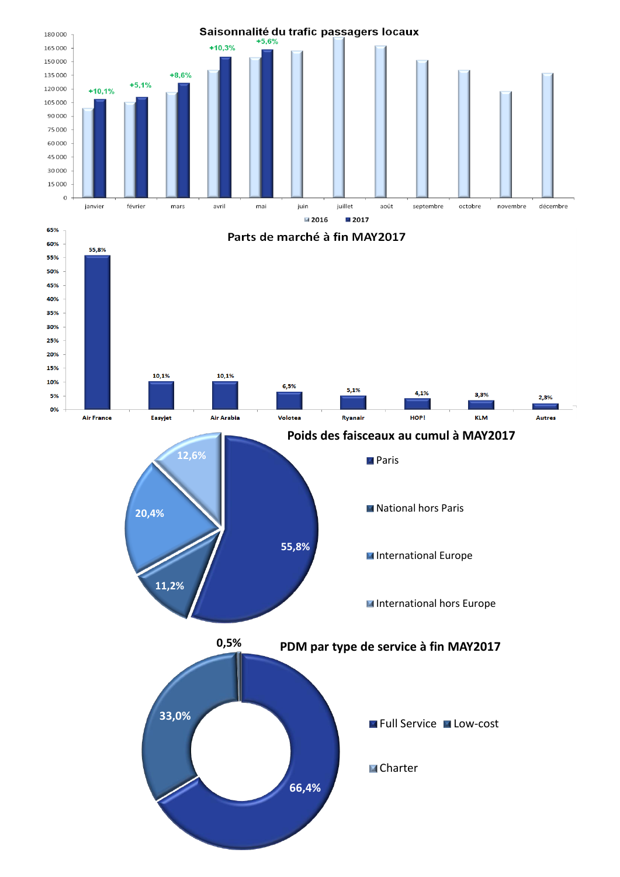## Saisonnalité du trafic passagers locaux

180 000
165 000
150 000
135 000
120 000
105 000
90 000
75 000
60 000
45 000
30 000
15 000
0

+10,1%
+5,1%
+8,6%
+10,3%
+5,6%

janvier février mars avril mai juin juillet août septembre octobre novembre décembre

2016 2017

## Parts de marché à fin MAY2017

65%
60%
55%
50%
45%
40%
35%
30%
25%
20%
15%
10%
5%
0%

Air France 55,8%
Easyjet 10,1%
Air Arabia 10,1%
Volotea 6,5%
Ryanair 5,1%
HOP! 4,1%
KLM 3,3%
Autres 2,3%

## Poids des faisceaux au cumul à MAY2017

55,8%
11,2%
20,4%
12,6%

Paris
National hors Paris
International Europe
International hors Europe

## PDM par type de service à fin MAY2017

66,4%
33,0%
0,5%

Full Service
Low-cost
Charter